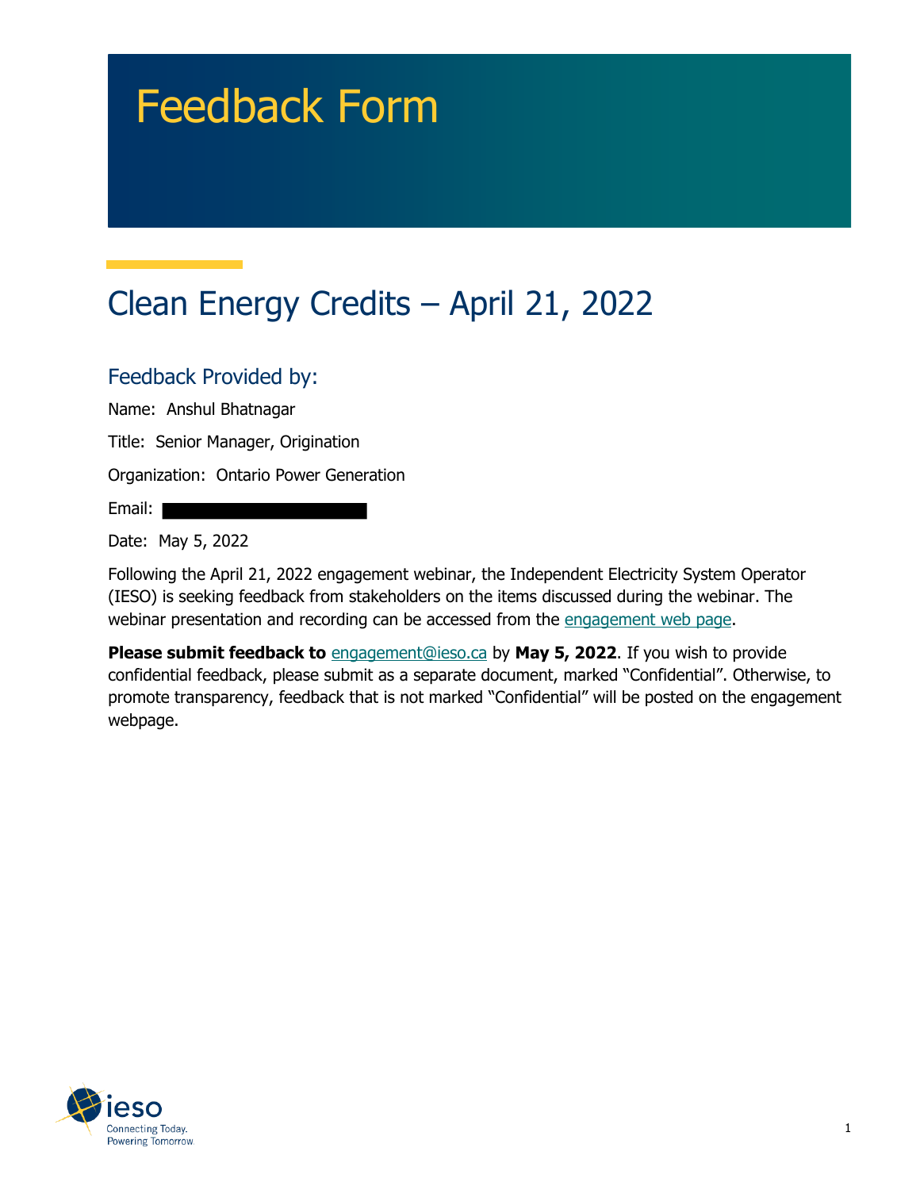# Feedback Form

## Clean Energy Credits – April 21, 2022

### Feedback Provided by:

Name: Anshul Bhatnagar

Title: Senior Manager, Origination

Organization: Ontario Power Generation

Email: 

Date: May 5, 2022

Following the April 21, 2022 engagement webinar, the Independent Electricity System Operator (IESO) is seeking feedback from stakeholders on the items discussed during the webinar. The webinar presentation and recording can be accessed from the engagement web page.

**Please submit feedback to** engagement@ieso.ca by **May 5, 2022**. If you wish to provide confidential feedback, please submit as a separate document, marked "Confidential". Otherwise, to promote transparency, feedback that is not marked "Confidential" will be posted on the engagement webpage.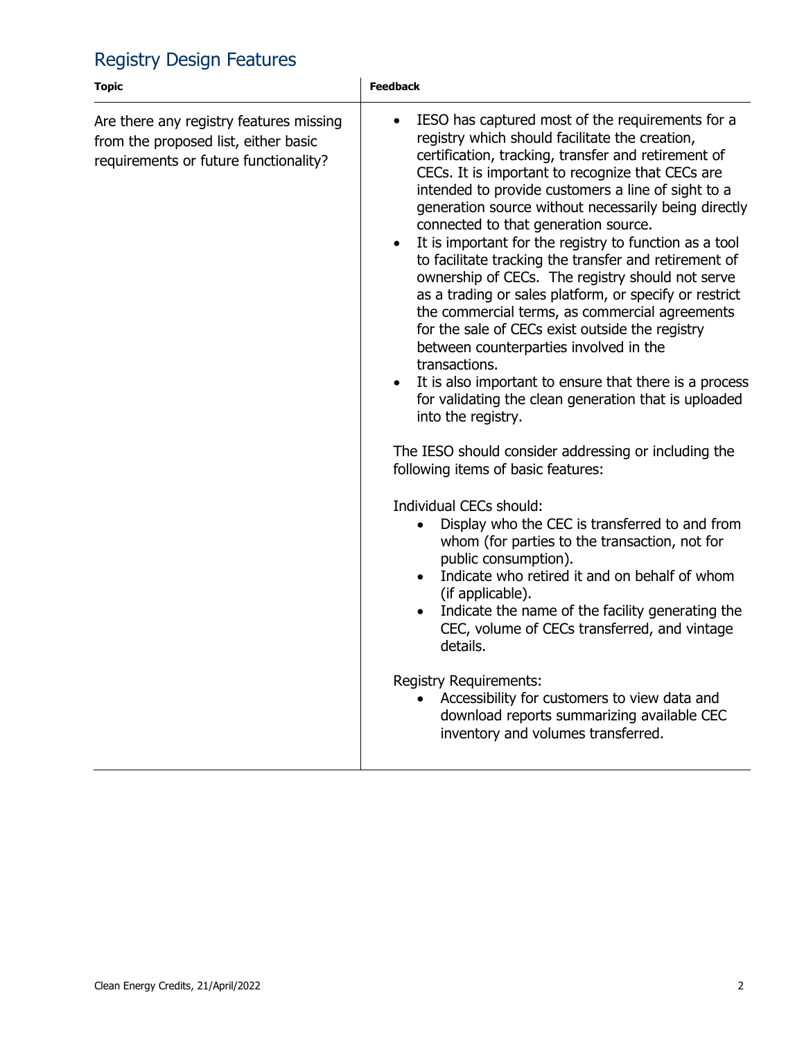## Registry Design Features

| Topic | Feedback |
| --- | --- |
| Are there any registry features missing from the proposed list, either basic requirements or future functionality? | • IESO has captured most of the requirements for a registry which should facilitate the creation, certification, tracking, transfer and retirement of CECs. It is important to recognize that CECs are intended to provide customers a line of sight to a generation source without necessarily being directly connected to that generation source.<br>• It is important for the registry to function as a tool to facilitate tracking the transfer and retirement of ownership of CECs. The registry should not serve as a trading or sales platform, or specify or restrict the commercial terms, as commercial agreements for the sale of CECs exist outside the registry between counterparties involved in the transactions.<br>• It is also important to ensure that there is a process for validating the clean generation that is uploaded into the registry.<br><br>The IESO should consider addressing or including the following items of basic features:<br><br>Individual CECs should:<br>• Display who the CEC is transferred to and from whom (for parties to the transaction, not for public consumption).<br>• Indicate who retired it and on behalf of whom (if applicable).<br>• Indicate the name of the facility generating the CEC, volume of CECs transferred, and vintage details.<br><br>Registry Requirements:<br>• Accessibility for customers to view data and download reports summarizing available CEC inventory and volumes transferred. |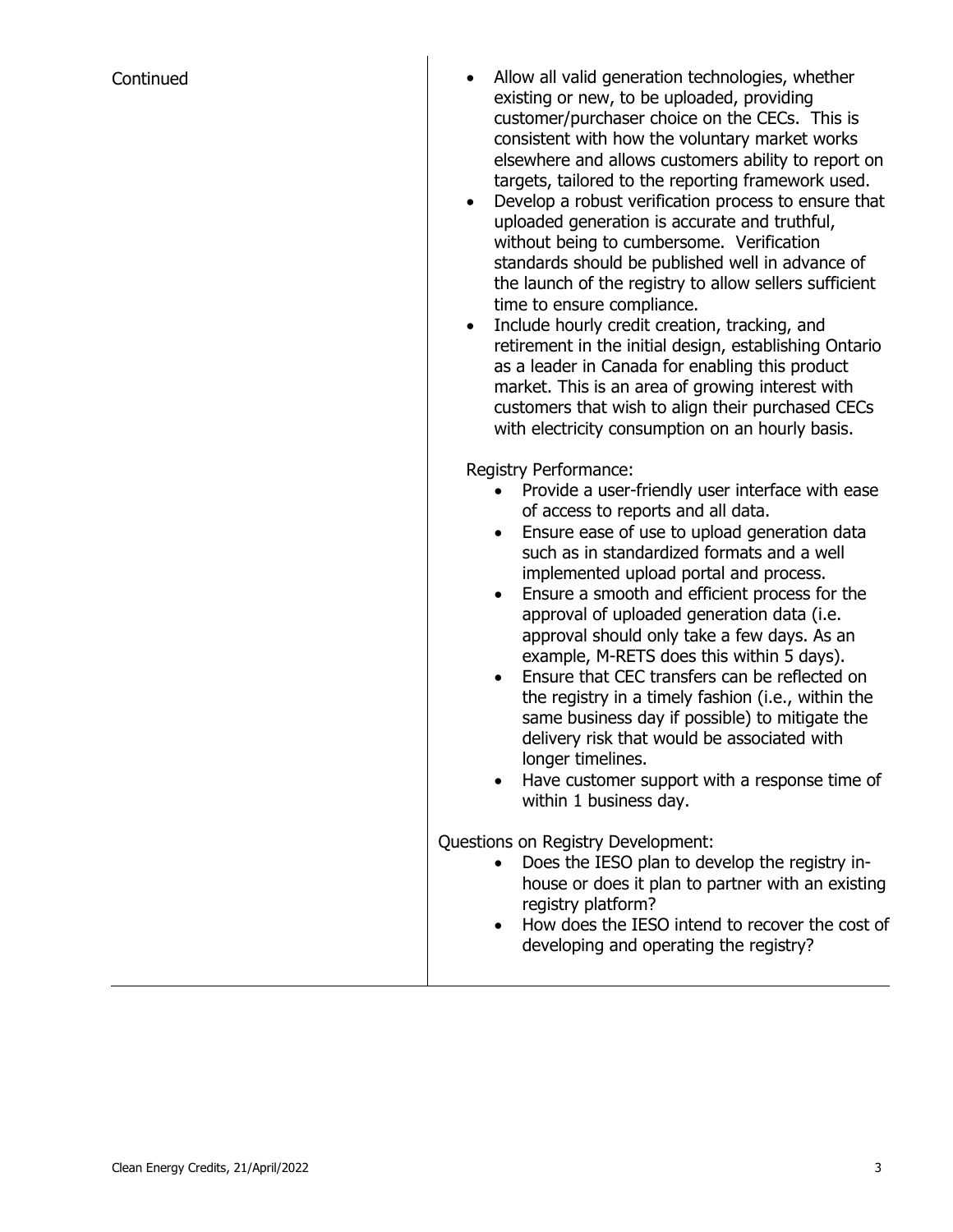| | |
|---|---|
| Continued | • Allow all valid generation technologies, whether existing or new, to be uploaded, providing customer/purchaser choice on the CECs. This is consistent with how the voluntary market works elsewhere and allows customers ability to report on targets, tailored to the reporting framework used.<br>• Develop a robust verification process to ensure that uploaded generation is accurate and truthful, without being to cumbersome. Verification standards should be published well in advance of the launch of the registry to allow sellers sufficient time to ensure compliance.<br>• Include hourly credit creation, tracking, and retirement in the initial design, establishing Ontario as a leader in Canada for enabling this product market. This is an area of growing interest with customers that wish to align their purchased CECs with electricity consumption on an hourly basis.<br><br>Registry Performance:<br>• Provide a user-friendly user interface with ease of access to reports and all data.<br>• Ensure ease of use to upload generation data such as in standardized formats and a well implemented upload portal and process.<br>• Ensure a smooth and efficient process for the approval of uploaded generation data (i.e. approval should only take a few days. As an example, M-RETS does this within 5 days).<br>• Ensure that CEC transfers can be reflected on the registry in a timely fashion (i.e., within the same business day if possible) to mitigate the delivery risk that would be associated with longer timelines.<br>• Have customer support with a response time of within 1 business day.<br><br>Questions on Registry Development:<br>• Does the IESO plan to develop the registry in-house or does it plan to partner with an existing registry platform?<br>• How does the IESO intend to recover the cost of developing and operating the registry? |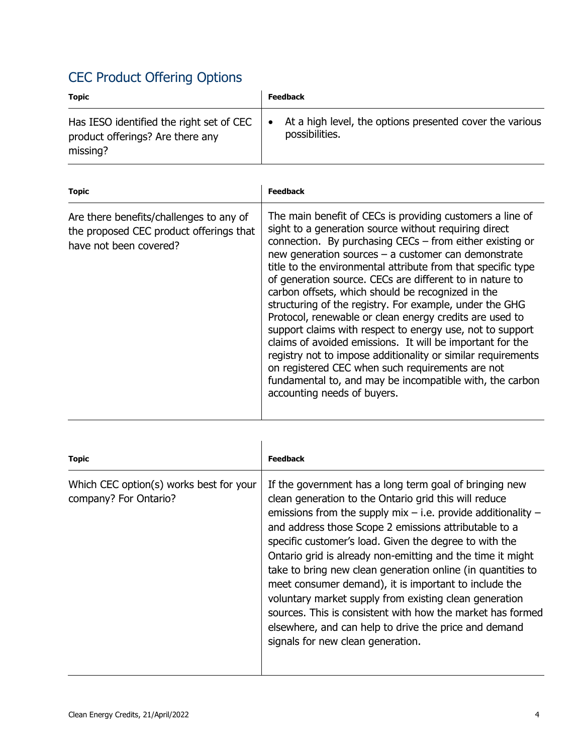## CEC Product Offering Options

| Topic | Feedback |
| --- | --- |
| Has IESO identified the right set of CEC product offerings? Are there any missing? | • At a high level, the options presented cover the various possibilities. |

| Topic | Feedback |
| --- | --- |
| Are there benefits/challenges to any of the proposed CEC product offerings that have not been covered? | The main benefit of CECs is providing customers a line of sight to a generation source without requiring direct connection. By purchasing CECs – from either existing or new generation sources – a customer can demonstrate title to the environmental attribute from that specific type of generation source. CECs are different to in nature to carbon offsets, which should be recognized in the structuring of the registry. For example, under the GHG Protocol, renewable or clean energy credits are used to support claims with respect to energy use, not to support claims of avoided emissions. It will be important for the registry not to impose additionality or similar requirements on registered CEC when such requirements are not fundamental to, and may be incompatible with, the carbon accounting needs of buyers. |

| Topic | Feedback |
| --- | --- |
| Which CEC option(s) works best for your company? For Ontario? | If the government has a long term goal of bringing new clean generation to the Ontario grid this will reduce emissions from the supply mix – i.e. provide additionality – and address those Scope 2 emissions attributable to a specific customer's load. Given the degree to with the Ontario grid is already non-emitting and the time it might take to bring new clean generation online (in quantities to meet consumer demand), it is important to include the voluntary market supply from existing clean generation sources. This is consistent with how the market has formed elsewhere, and can help to drive the price and demand signals for new clean generation. |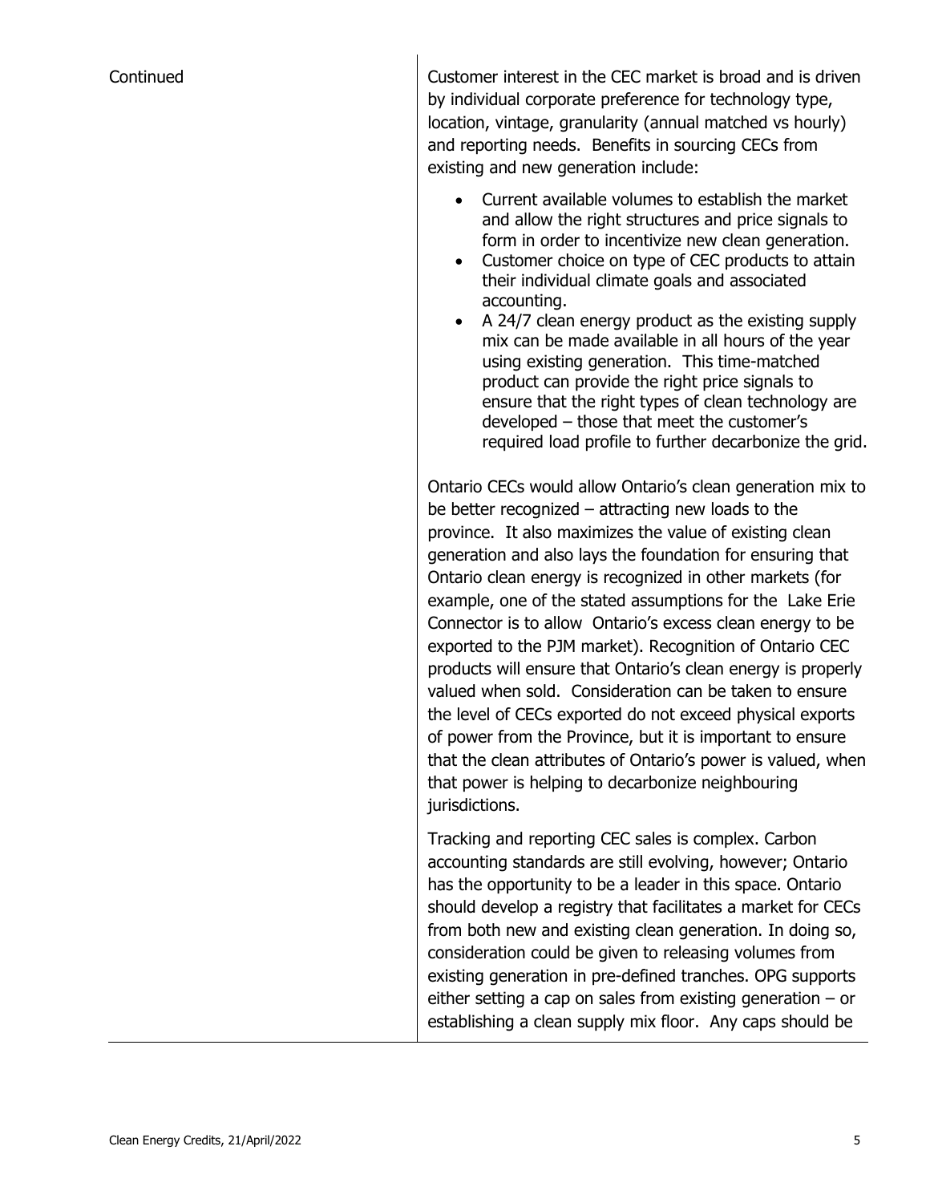| Continued | Customer interest in the CEC market is broad and is driven by individual corporate preference for technology type, location, vintage, granularity (annual matched vs hourly) and reporting needs. Benefits in sourcing CECs from existing and new generation include:<br><br>• Current available volumes to establish the market and allow the right structures and price signals to form in order to incentivize new clean generation.<br>• Customer choice on type of CEC products to attain their individual climate goals and associated accounting.<br>• A 24/7 clean energy product as the existing supply mix can be made available in all hours of the year using existing generation. This time-matched product can provide the right price signals to ensure that the right types of clean technology are developed – those that meet the customer's required load profile to further decarbonize the grid.<br><br>Ontario CECs would allow Ontario's clean generation mix to be better recognized – attracting new loads to the province. It also maximizes the value of existing clean generation and also lays the foundation for ensuring that Ontario clean energy is recognized in other markets (for example, one of the stated assumptions for the Lake Erie Connector is to allow Ontario's excess clean energy to be exported to the PJM market). Recognition of Ontario CEC products will ensure that Ontario's clean energy is properly valued when sold. Consideration can be taken to ensure the level of CECs exported do not exceed physical exports of power from the Province, but it is important to ensure that the clean attributes of Ontario's power is valued, when that power is helping to decarbonize neighbouring jurisdictions.<br><br>Tracking and reporting CEC sales is complex. Carbon accounting standards are still evolving, however; Ontario has the opportunity to be a leader in this space. Ontario should develop a registry that facilitates a market for CECs from both new and existing clean generation. In doing so, consideration could be given to releasing volumes from existing generation in pre-defined tranches. OPG supports either setting a cap on sales from existing generation – or establishing a clean supply mix floor. Any caps should be |
|---|---|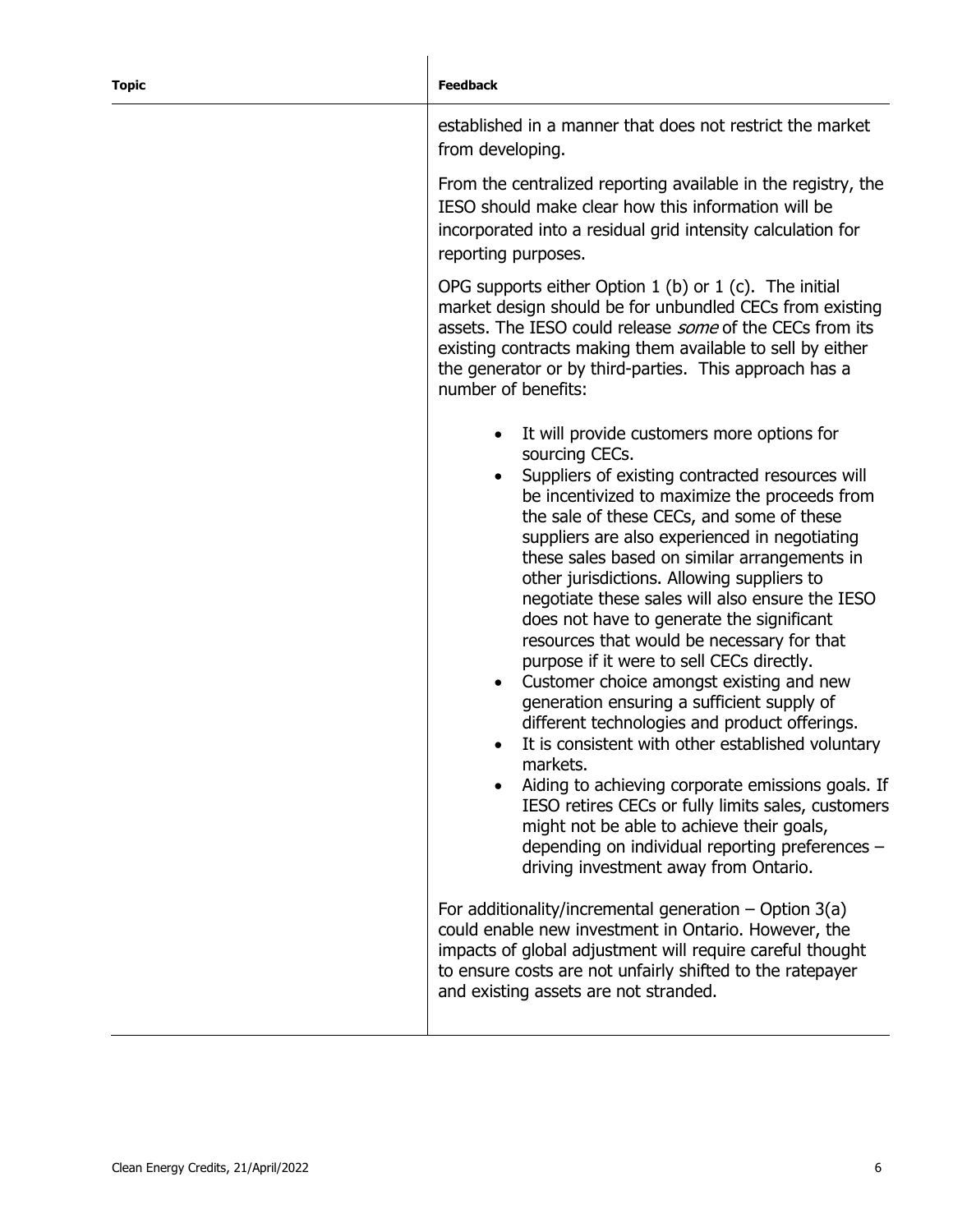| Topic | Feedback |
| --- | --- |
| | established in a manner that does not restrict the market from developing.<br><br>From the centralized reporting available in the registry, the IESO should make clear how this information will be incorporated into a residual grid intensity calculation for reporting purposes.<br><br>OPG supports either Option 1 (b) or 1 (c). The initial market design should be for unbundled CECs from existing assets. The IESO could release *some* of the CECs from its existing contracts making them available to sell by either the generator or by third-parties. This approach has a number of benefits:<br><br>• It will provide customers more options for sourcing CECs.<br>• Suppliers of existing contracted resources will be incentivized to maximize the proceeds from the sale of these CECs, and some of these suppliers are also experienced in negotiating these sales based on similar arrangements in other jurisdictions. Allowing suppliers to negotiate these sales will also ensure the IESO does not have to generate the significant resources that would be necessary for that purpose if it were to sell CECs directly.<br>• Customer choice amongst existing and new generation ensuring a sufficient supply of different technologies and product offerings.<br>• It is consistent with other established voluntary markets.<br>• Aiding to achieving corporate emissions goals. If IESO retires CECs or fully limits sales, customers might not be able to achieve their goals, depending on individual reporting preferences – driving investment away from Ontario.<br><br>For additionality/incremental generation – Option 3(a) could enable new investment in Ontario. However, the impacts of global adjustment will require careful thought to ensure costs are not unfairly shifted to the ratepayer and existing assets are not stranded. |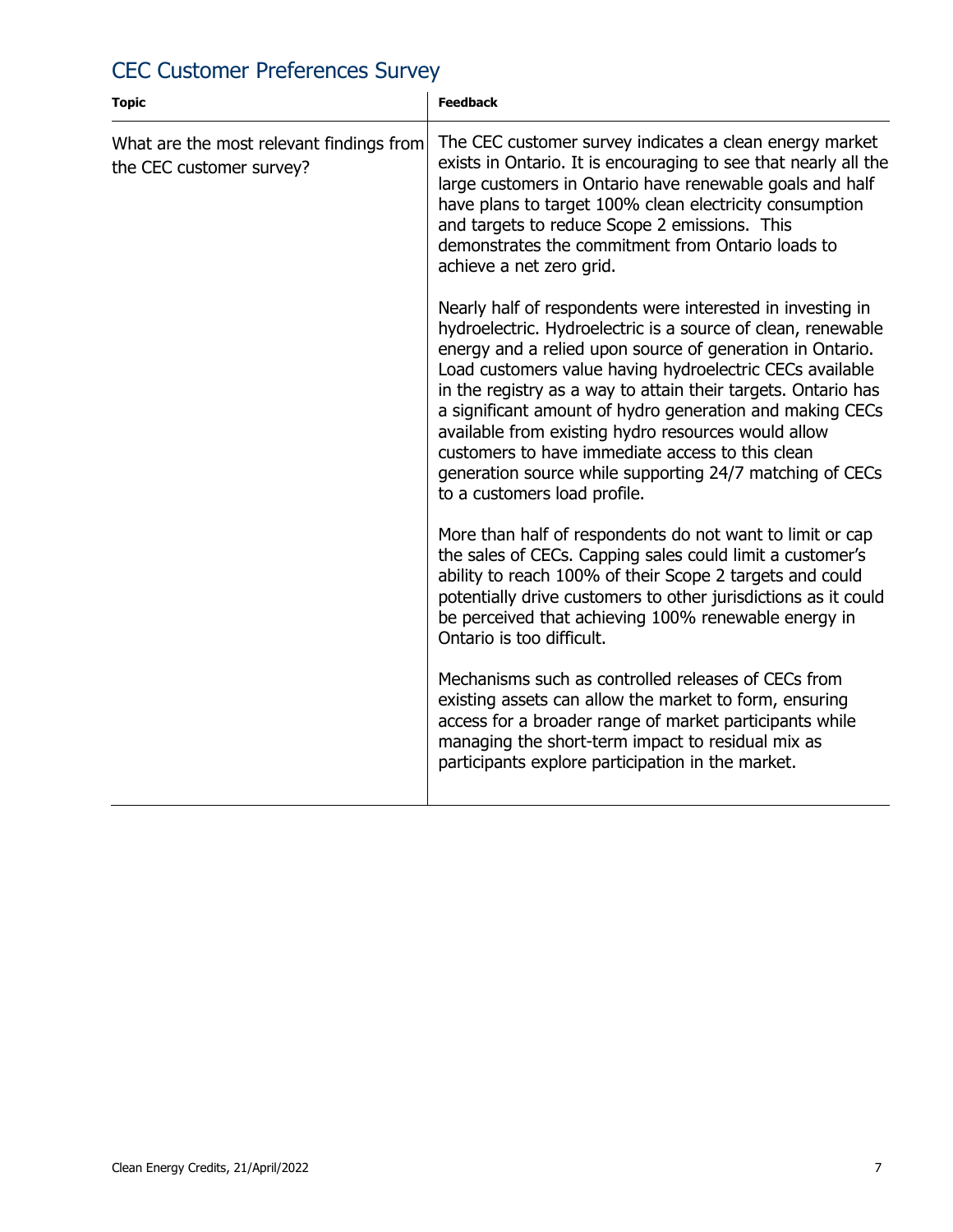## CEC Customer Preferences Survey

| Topic | Feedback |
| --- | --- |
| What are the most relevant findings from the CEC customer survey? | The CEC customer survey indicates a clean energy market exists in Ontario. It is encouraging to see that nearly all the large customers in Ontario have renewable goals and half have plans to target 100% clean electricity consumption and targets to reduce Scope 2 emissions. This demonstrates the commitment from Ontario loads to achieve a net zero grid.<br><br>Nearly half of respondents were interested in investing in hydroelectric. Hydroelectric is a source of clean, renewable energy and a relied upon source of generation in Ontario. Load customers value having hydroelectric CECs available in the registry as a way to attain their targets. Ontario has a significant amount of hydro generation and making CECs available from existing hydro resources would allow customers to have immediate access to this clean generation source while supporting 24/7 matching of CECs to a customers load profile.<br><br>More than half of respondents do not want to limit or cap the sales of CECs. Capping sales could limit a customer's ability to reach 100% of their Scope 2 targets and could potentially drive customers to other jurisdictions as it could be perceived that achieving 100% renewable energy in Ontario is too difficult.<br><br>Mechanisms such as controlled releases of CECs from existing assets can allow the market to form, ensuring access for a broader range of market participants while managing the short-term impact to residual mix as participants explore participation in the market. |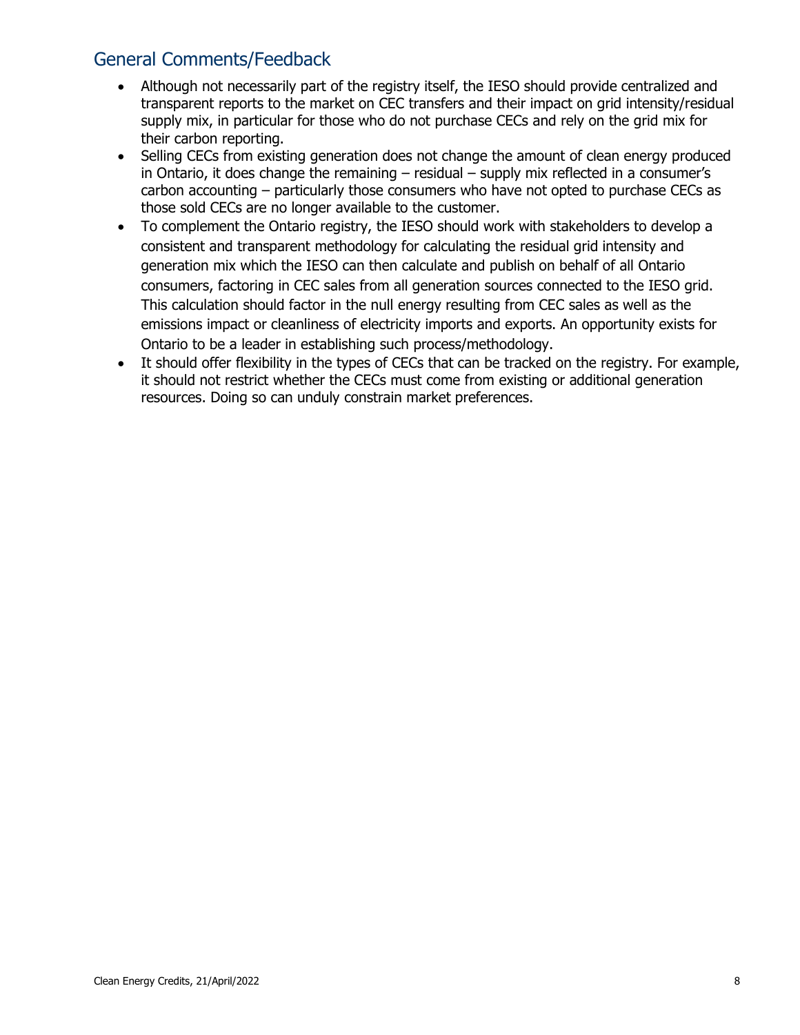## General Comments/Feedback

- Although not necessarily part of the registry itself, the IESO should provide centralized and transparent reports to the market on CEC transfers and their impact on grid intensity/residual supply mix, in particular for those who do not purchase CECs and rely on the grid mix for their carbon reporting.
- Selling CECs from existing generation does not change the amount of clean energy produced in Ontario, it does change the remaining – residual – supply mix reflected in a consumer's carbon accounting – particularly those consumers who have not opted to purchase CECs as those sold CECs are no longer available to the customer.
- To complement the Ontario registry, the IESO should work with stakeholders to develop a consistent and transparent methodology for calculating the residual grid intensity and generation mix which the IESO can then calculate and publish on behalf of all Ontario consumers, factoring in CEC sales from all generation sources connected to the IESO grid. This calculation should factor in the null energy resulting from CEC sales as well as the emissions impact or cleanliness of electricity imports and exports. An opportunity exists for Ontario to be a leader in establishing such process/methodology.
- It should offer flexibility in the types of CECs that can be tracked on the registry. For example, it should not restrict whether the CECs must come from existing or additional generation resources. Doing so can unduly constrain market preferences.